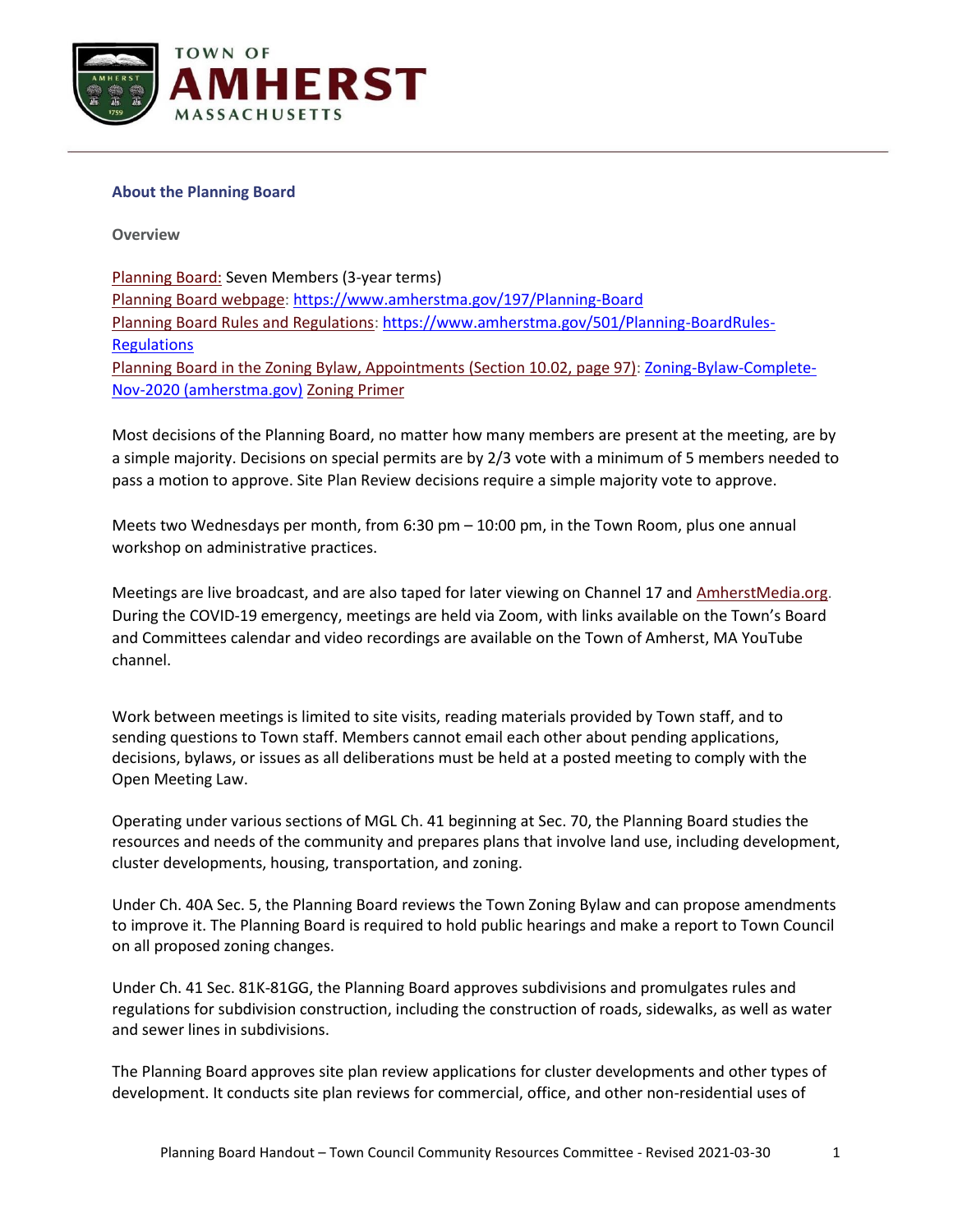## About the Planning Board

### Overview

Planning Board: Seven Members (3-year terms)
Planning Board webpage: https://www.amherstma.gov/197/Planning-Board
Planning Board Rules and Regulations: https://www.amherstma.gov/501/Planning-BoardRules-Regulations
Planning Board in the Zoning Bylaw, Appointments (Section 10.02, page 97): Zoning-Bylaw-Complete-Nov-2020 (amherstma.gov) Zoning Primer

Most decisions of the Planning Board, no matter how many members are present at the meeting, are by a simple majority. Decisions on special permits are by 2/3 vote with a minimum of 5 members needed to pass a motion to approve. Site Plan Review decisions require a simple majority vote to approve.

Meets two Wednesdays per month, from 6:30 pm – 10:00 pm, in the Town Room, plus one annual workshop on administrative practices.

Meetings are live broadcast, and are also taped for later viewing on Channel 17 and AmherstMedia.org. During the COVID-19 emergency, meetings are held via Zoom, with links available on the Town's Board and Committees calendar and video recordings are available on the Town of Amherst, MA YouTube channel.

Work between meetings is limited to site visits, reading materials provided by Town staff, and to sending questions to Town staff. Members cannot email each other about pending applications, decisions, bylaws, or issues as all deliberations must be held at a posted meeting to comply with the Open Meeting Law.

Operating under various sections of MGL Ch. 41 beginning at Sec. 70, the Planning Board studies the resources and needs of the community and prepares plans that involve land use, including development, cluster developments, housing, transportation, and zoning.

Under Ch. 40A Sec. 5, the Planning Board reviews the Town Zoning Bylaw and can propose amendments to improve it. The Planning Board is required to hold public hearings and make a report to Town Council on all proposed zoning changes.

Under Ch. 41 Sec. 81K-81GG, the Planning Board approves subdivisions and promulgates rules and regulations for subdivision construction, including the construction of roads, sidewalks, as well as water and sewer lines in subdivisions.

The Planning Board approves site plan review applications for cluster developments and other types of development. It conducts site plan reviews for commercial, office, and other non-residential uses of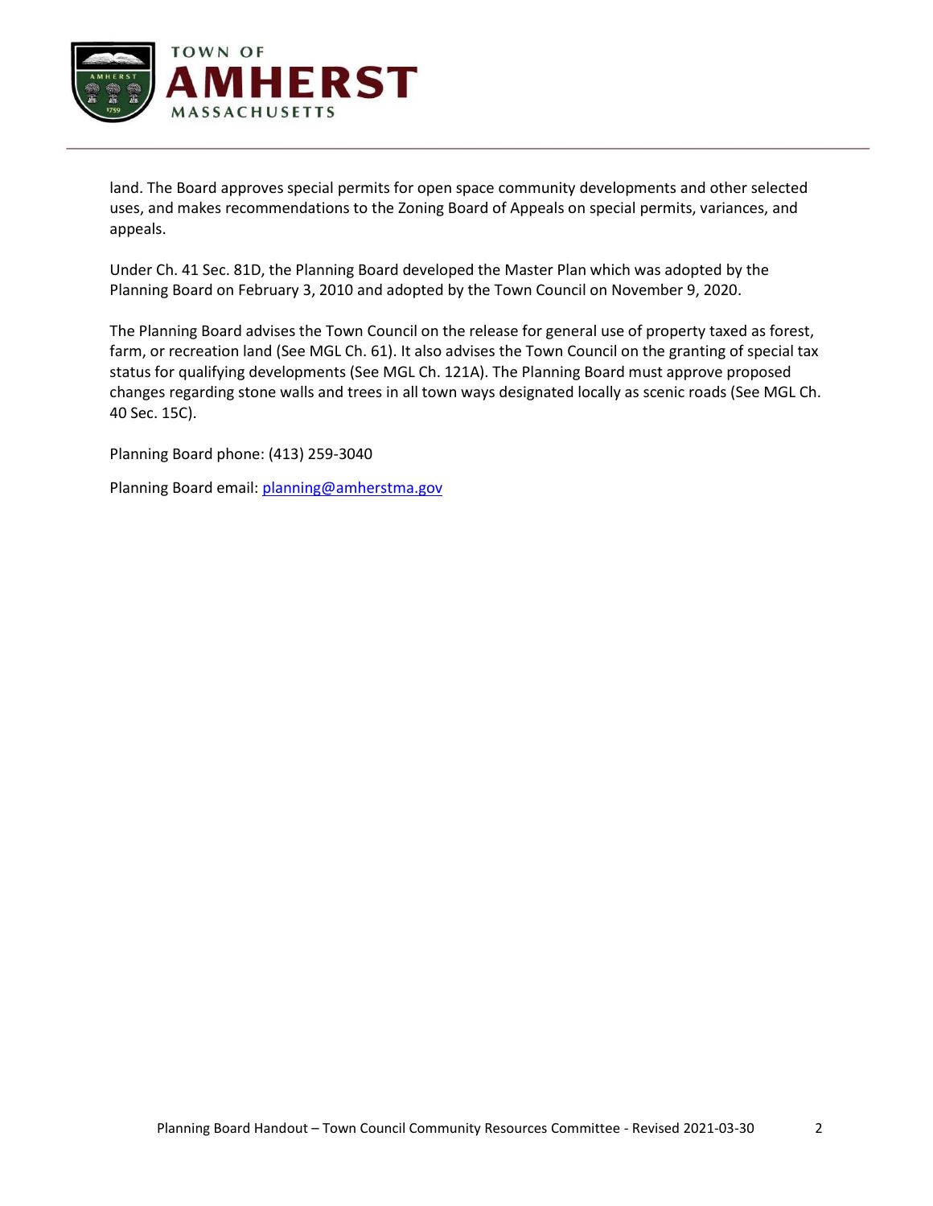land. The Board approves special permits for open space community developments and other selected uses, and makes recommendations to the Zoning Board of Appeals on special permits, variances, and appeals.

Under Ch. 41 Sec. 81D, the Planning Board developed the Master Plan which was adopted by the Planning Board on February 3, 2010 and adopted by the Town Council on November 9, 2020.

The Planning Board advises the Town Council on the release for general use of property taxed as forest, farm, or recreation land (See MGL Ch. 61). It also advises the Town Council on the granting of special tax status for qualifying developments (See MGL Ch. 121A). The Planning Board must approve proposed changes regarding stone walls and trees in all town ways designated locally as scenic roads (See MGL Ch. 40 Sec. 15C).

Planning Board phone: (413) 259-3040

Planning Board email: [planning@amherstma.gov](mailto:planning@amherstma.gov)